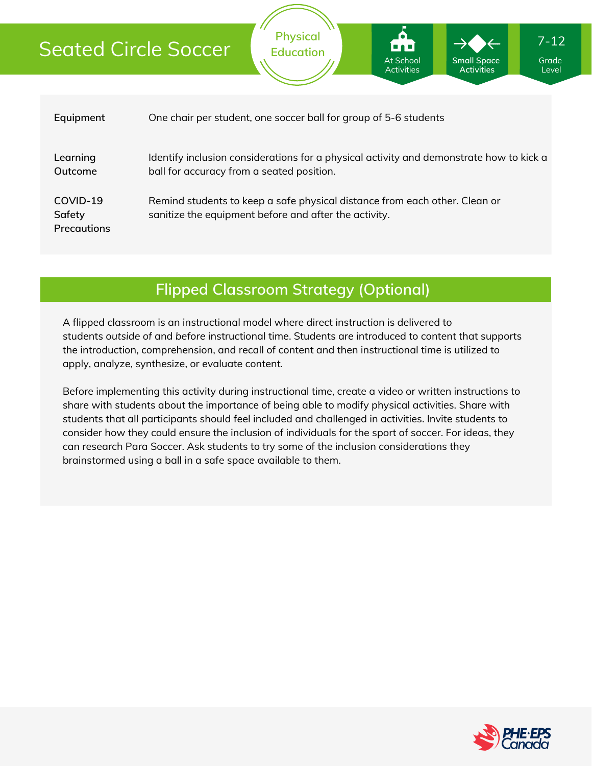# Seated Circle Soccer

Physical Education

At School Activities | Small Space Activities | 7-12 Grade Level

| | |
|---|---|
| **Equipment** | One chair per student, one soccer ball for group of 5-6 students |
| **Learning Outcome** | Identify inclusion considerations for a physical activity and demonstrate how to kick a ball for accuracy from a seated position. |
| **COVID-19 Safety Precautions** | Remind students to keep a safe physical distance from each other. Clean or sanitize the equipment before and after the activity. |

## Flipped Classroom Strategy (Optional)

A flipped classroom is an instructional model where direct instruction is delivered to students *outside* of and *before* instructional time. Students are introduced to content that supports the introduction, comprehension, and recall of content and then instructional time is utilized to apply, analyze, synthesize, or evaluate content.

Before implementing this activity during instructional time, create a video or written instructions to share with students about the importance of being able to modify physical activities. Share with students that all participants should feel included and challenged in activities. Invite students to consider how they could ensure the inclusion of individuals for the sport of soccer. For ideas, they can research Para Soccer. Ask students to try some of the inclusion considerations they brainstormed using a ball in a safe space available to them.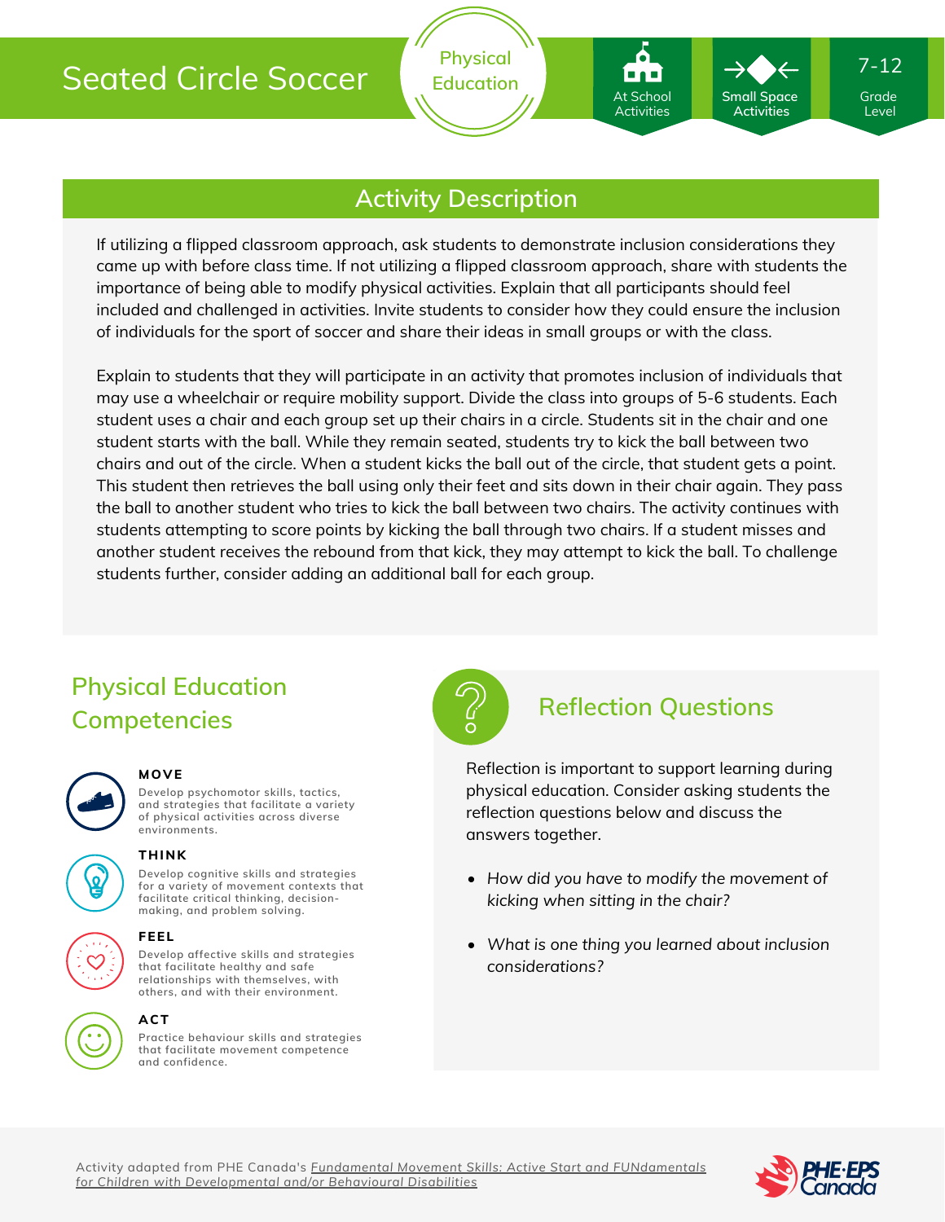# Seated Circle Soccer

Physical Education

At School Activities

Small Space Activities

7-12 Grade Level

## Activity Description

If utilizing a flipped classroom approach, ask students to demonstrate inclusion considerations they came up with before class time. If not utilizing a flipped classroom approach, share with students the importance of being able to modify physical activities. Explain that all participants should feel included and challenged in activities. Invite students to consider how they could ensure the inclusion of individuals for the sport of soccer and share their ideas in small groups or with the class.

Explain to students that they will participate in an activity that promotes inclusion of individuals that may use a wheelchair or require mobility support. Divide the class into groups of 5-6 students. Each student uses a chair and each group set up their chairs in a circle. Students sit in the chair and one student starts with the ball. While they remain seated, students try to kick the ball between two chairs and out of the circle. When a student kicks the ball out of the circle, that student gets a point. This student then retrieves the ball using only their feet and sits down in their chair again. They pass the ball to another student who tries to kick the ball between two chairs. The activity continues with students attempting to score points by kicking the ball through two chairs. If a student misses and another student receives the rebound from that kick, they may attempt to kick the ball. To challenge students further, consider adding an additional ball for each group.

## Physical Education Competencies

**MOVE**

Develop psychomotor skills, tactics, and strategies that facilitate a variety of physical activities across diverse environments.

**THINK**

Develop cognitive skills and strategies for a variety of movement contexts that facilitate critical thinking, decision-making, and problem solving.

**FEEL**

Develop affective skills and strategies that facilitate healthy and safe relationships with themselves, with others, and with their environment.

**ACT**

Practice behaviour skills and strategies that facilitate movement competence and confidence.

## Reflection Questions

Reflection is important to support learning during physical education. Consider asking students the reflection questions below and discuss the answers together.

- *How did you have to modify the movement of kicking when sitting in the chair?*
- *What is one thing you learned about inclusion considerations?*

Activity adapted from PHE Canada's *Fundamental Movement Skills: Active Start and FUNdamentals for Children with Developmental and/or Behavioural Disabilities*

PHE·EPS Canada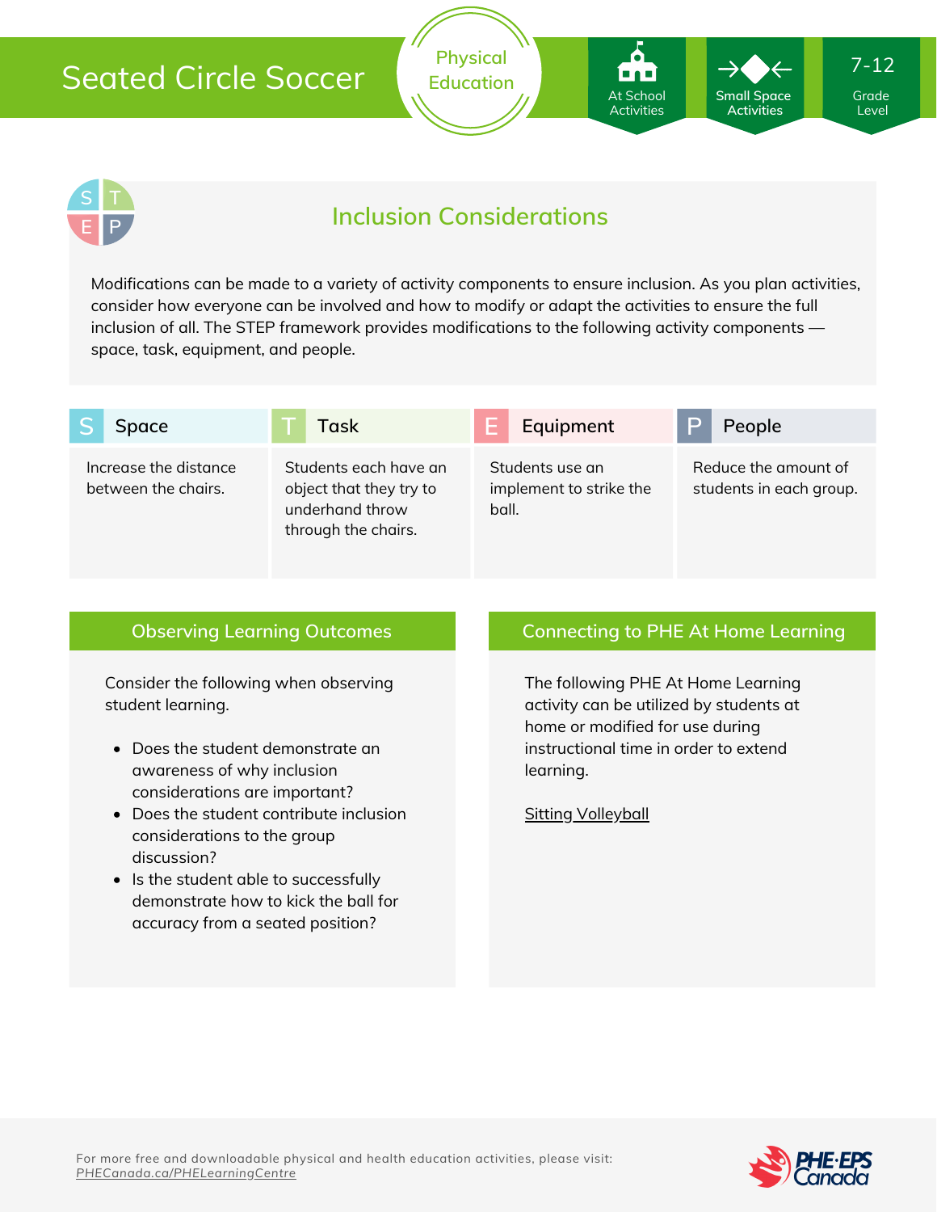# Seated Circle Soccer

Physical Education

At School Activities | Small Space Activities | 7-12 Grade Level

## Inclusion Considerations

Modifications can be made to a variety of activity components to ensure inclusion. As you plan activities, consider how everyone can be involved and how to modify or adapt the activities to ensure the full inclusion of all. The STEP framework provides modifications to the following activity components — space, task, equipment, and people.

| S Space | T Task | E Equipment | P People |
|---|---|---|---|
| Increase the distance between the chairs. | Students each have an object that they try to underhand throw through the chairs. | Students use an implement to strike the ball. | Reduce the amount of students in each group. |

## Observing Learning Outcomes

Consider the following when observing student learning.

- Does the student demonstrate an awareness of why inclusion considerations are important?
- Does the student contribute inclusion considerations to the group discussion?
- Is the student able to successfully demonstrate how to kick the ball for accuracy from a seated position?

## Connecting to PHE At Home Learning

The following PHE At Home Learning activity can be utilized by students at home or modified for use during instructional time in order to extend learning.

Sitting Volleyball

For more free and downloadable physical and health education activities, please visit: PHECanada.ca/PHELearningCentre